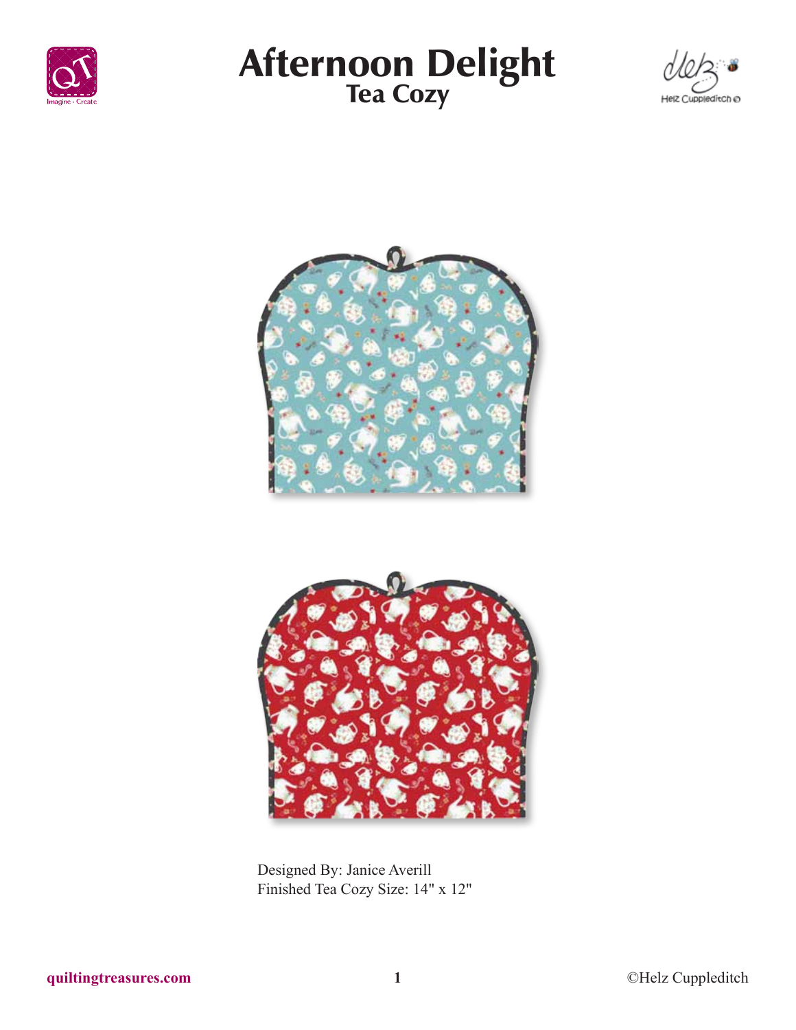# Afternoon Delight

## Tea Cozy

Designed By: Janice Averill
Finished Tea Cozy Size: 14" x 12"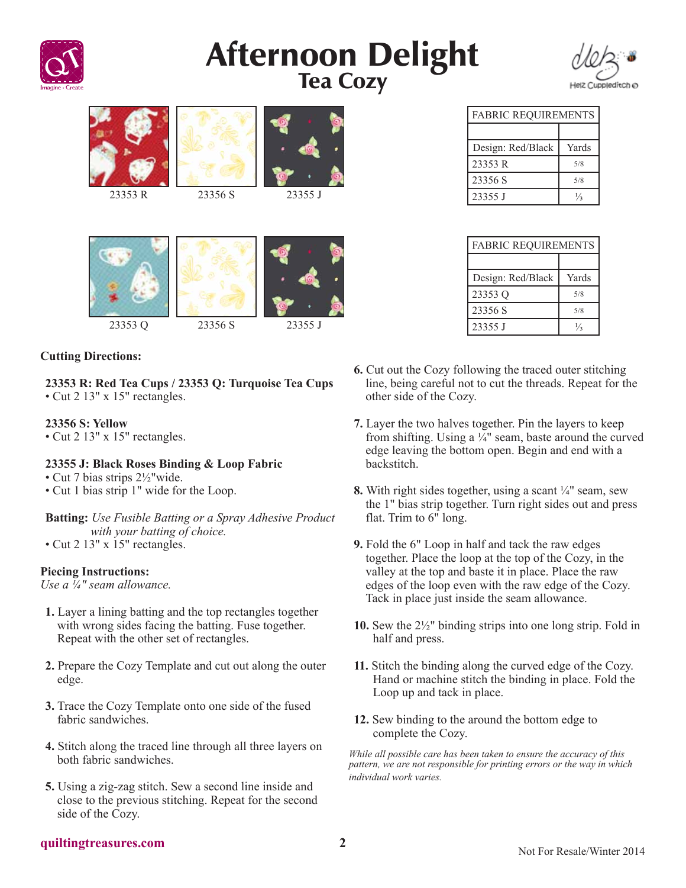# Afternoon Delight
## Tea Cozy

23353 R 23356 S 23355 J

| FABRIC REQUIREMENTS | |
|---|---|
| | |
| Design: Red/Black | Yards |
| 23353 R | 5/8 |
| 23356 S | 5/8 |
| 23355 J | ⅓ |

23353 Q 23356 S 23355 J

| FABRIC REQUIREMENTS | |
|---|---|
| | |
| Design: Red/Black | Yards |
| 23353 Q | 5/8 |
| 23356 S | 5/8 |
| 23355 J | ⅓ |

**Cutting Directions:**

**23353 R: Red Tea Cups / 23353 Q: Turquoise Tea Cups**
- Cut 2 13" x 15" rectangles.

**23356 S: Yellow**
- Cut 2 13" x 15" rectangles.

**23355 J: Black Roses Binding & Loop Fabric**
- Cut 7 bias strips 2½"wide.
- Cut 1 bias strip 1" wide for the Loop.

**Batting:** *Use Fusible Batting or a Spray Adhesive Product with your batting of choice.*
- Cut 2 13" x 15" rectangles.

**Piecing Instructions:**
*Use a ¼" seam allowance.*

1. Layer a lining batting and the top rectangles together with wrong sides facing the batting. Fuse together. Repeat with the other set of rectangles.
2. Prepare the Cozy Template and cut out along the outer edge.
3. Trace the Cozy Template onto one side of the fused fabric sandwiches.
4. Stitch along the traced line through all three layers on both fabric sandwiches.
5. Using a zig-zag stitch. Sew a second line inside and close to the previous stitching. Repeat for the second side of the Cozy.
6. Cut out the Cozy following the traced outer stitching line, being careful not to cut the threads. Repeat for the other side of the Cozy.
7. Layer the two halves together. Pin the layers to keep from shifting. Using a ¼" seam, baste around the curved edge leaving the bottom open. Begin and end with a backstitch.
8. With right sides together, using a scant ¼" seam, sew the 1" bias strip together. Turn right sides out and press flat. Trim to 6" long.
9. Fold the 6" Loop in half and tack the raw edges together. Place the loop at the top of the Cozy, in the valley at the top and baste it in place. Place the raw edges of the loop even with the raw edge of the Cozy. Tack in place just inside the seam allowance.
10. Sew the 2½" binding strips into one long strip. Fold in half and press.
11. Stitch the binding along the curved edge of the Cozy. Hand or machine stitch the binding in place. Fold the Loop up and tack in place.
12. Sew binding to the around the bottom edge to complete the Cozy.

*While all possible care has been taken to ensure the accuracy of this pattern, we are not responsible for printing errors or the way in which individual work varies.*

quiltingtreasures.com

Not For Resale/Winter 2014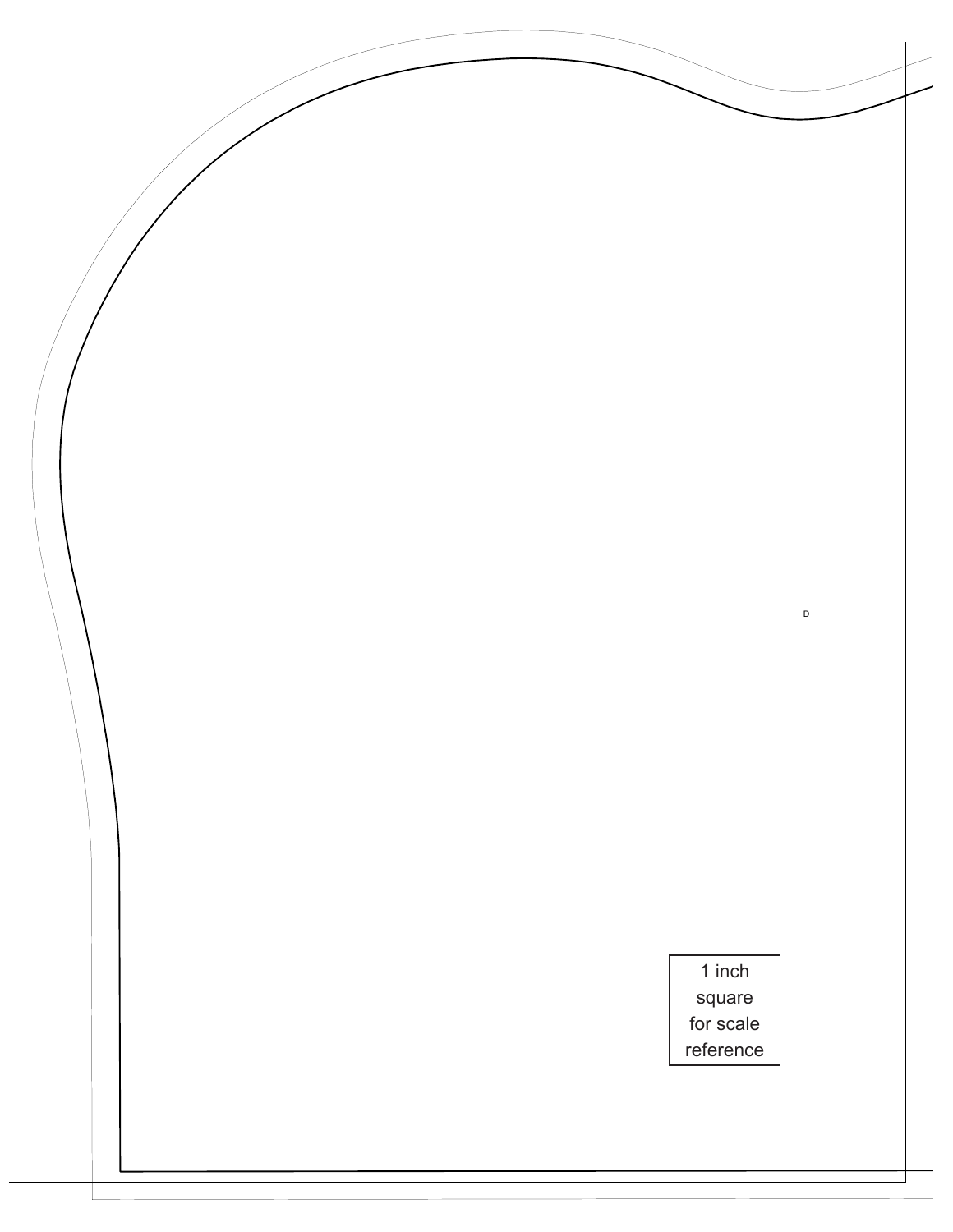D

1 inch
square
for scale
reference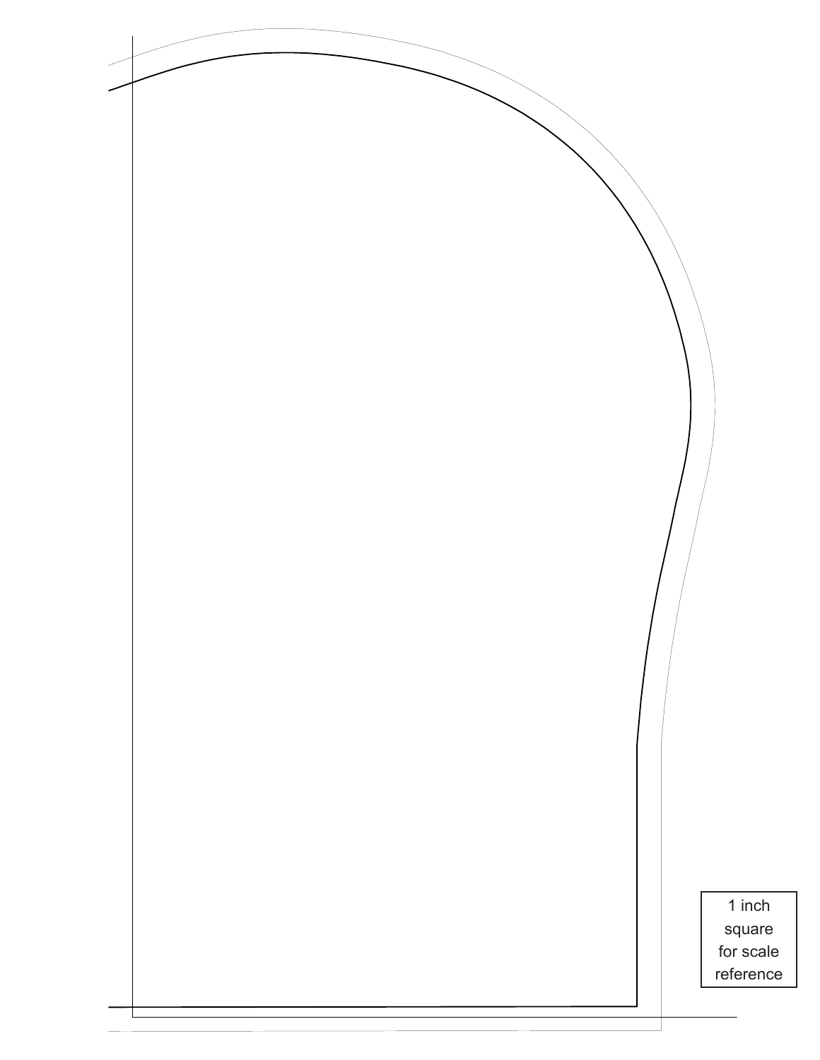1 inch
square
for scale
reference